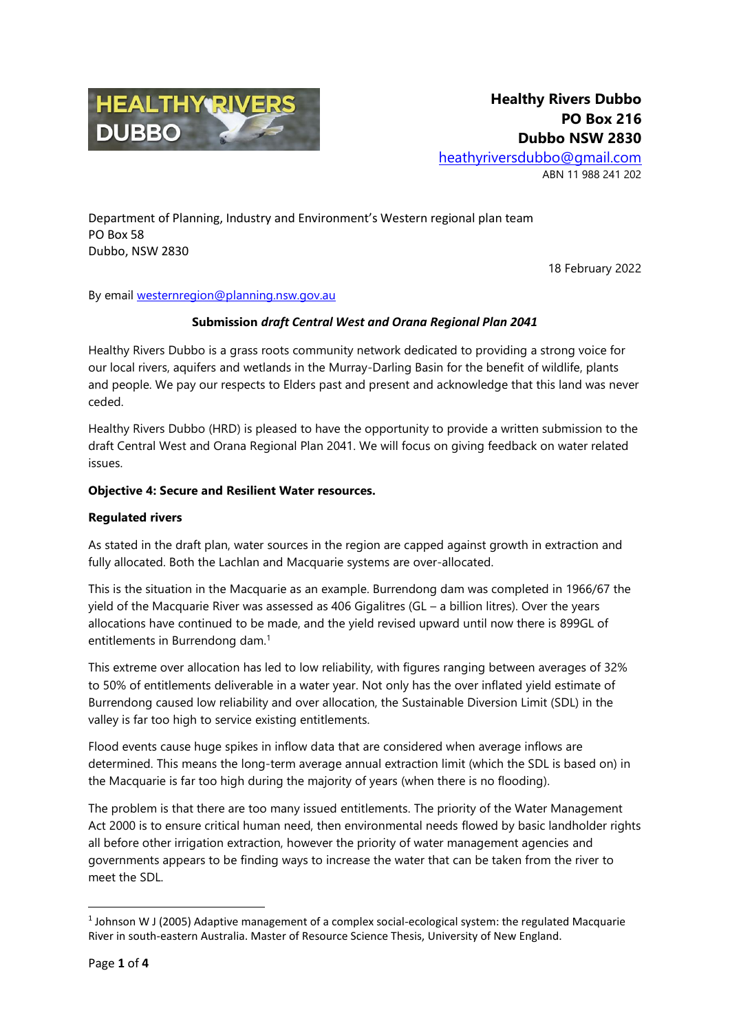**Healthy Rivers Dubbo**
**PO Box 216**
**Dubbo NSW 2830**
heathyriversdubbo@gmail.com
ABN 11 988 241 202

Department of Planning, Industry and Environment's Western regional plan team
PO Box 58
Dubbo, NSW 2830

18 February 2022

By email westernregion@planning.nsw.gov.au

**Submission *draft Central West and Orana Regional Plan 2041***

Healthy Rivers Dubbo is a grass roots community network dedicated to providing a strong voice for our local rivers, aquifers and wetlands in the Murray-Darling Basin for the benefit of wildlife, plants and people. We pay our respects to Elders past and present and acknowledge that this land was never ceded.

Healthy Rivers Dubbo (HRD) is pleased to have the opportunity to provide a written submission to the draft Central West and Orana Regional Plan 2041. We will focus on giving feedback on water related issues.

**Objective 4: Secure and Resilient Water resources.**

**Regulated rivers**

As stated in the draft plan, water sources in the region are capped against growth in extraction and fully allocated. Both the Lachlan and Macquarie systems are over-allocated.

This is the situation in the Macquarie as an example. Burrendong dam was completed in 1966/67 the yield of the Macquarie River was assessed as 406 Gigalitres (GL – a billion litres). Over the years allocations have continued to be made, and the yield revised upward until now there is 899GL of entitlements in Burrendong dam.[1]

This extreme over allocation has led to low reliability, with figures ranging between averages of 32% to 50% of entitlements deliverable in a water year. Not only has the over inflated yield estimate of Burrendong caused low reliability and over allocation, the Sustainable Diversion Limit (SDL) in the valley is far too high to service existing entitlements.

Flood events cause huge spikes in inflow data that are considered when average inflows are determined. This means the long-term average annual extraction limit (which the SDL is based on) in the Macquarie is far too high during the majority of years (when there is no flooding).

The problem is that there are too many issued entitlements. The priority of the Water Management Act 2000 is to ensure critical human need, then environmental needs flowed by basic landholder rights all before other irrigation extraction, however the priority of water management agencies and governments appears to be finding ways to increase the water that can be taken from the river to meet the SDL.

[1] Johnson W J (2005) Adaptive management of a complex social-ecological system: the regulated Macquarie River in south-eastern Australia. Master of Resource Science Thesis, University of New England.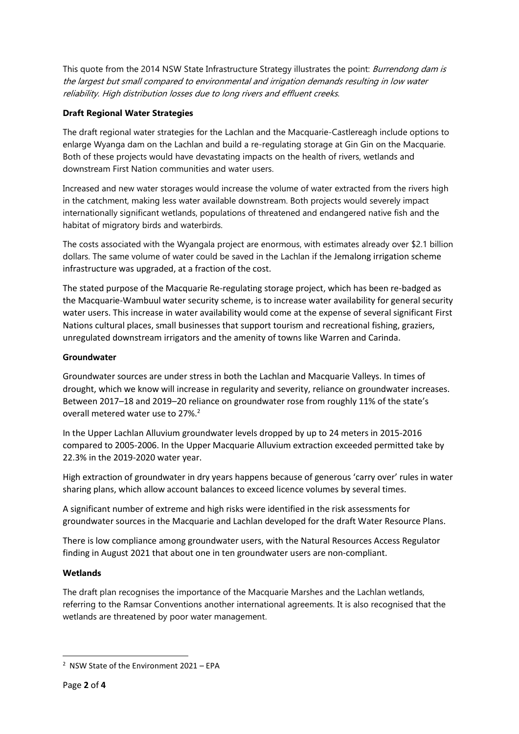This quote from the 2014 NSW State Infrastructure Strategy illustrates the point: *Burrendong dam is the largest but small compared to environmental and irrigation demands resulting in low water reliability. High distribution losses due to long rivers and effluent creeks*.

**Draft Regional Water Strategies**

The draft regional water strategies for the Lachlan and the Macquarie-Castlereagh include options to enlarge Wyanga dam on the Lachlan and build a re-regulating storage at Gin Gin on the Macquarie. Both of these projects would have devastating impacts on the health of rivers, wetlands and downstream First Nation communities and water users.

Increased and new water storages would increase the volume of water extracted from the rivers high in the catchment, making less water available downstream. Both projects would severely impact internationally significant wetlands, populations of threatened and endangered native fish and the habitat of migratory birds and waterbirds.

The costs associated with the Wyangala project are enormous, with estimates already over $2.1 billion dollars. The same volume of water could be saved in the Lachlan if the Jemalong irrigation scheme infrastructure was upgraded, at a fraction of the cost.

The stated purpose of the Macquarie Re-regulating storage project, which has been re-badged as the Macquarie-Wambuul water security scheme, is to increase water availability for general security water users. This increase in water availability would come at the expense of several significant First Nations cultural places, small businesses that support tourism and recreational fishing, graziers, unregulated downstream irrigators and the amenity of towns like Warren and Carinda.

**Groundwater**

Groundwater sources are under stress in both the Lachlan and Macquarie Valleys. In times of drought, which we know will increase in regularity and severity, reliance on groundwater increases. Between 2017–18 and 2019–20 reliance on groundwater rose from roughly 11% of the state's overall metered water use to 27%.[2]

In the Upper Lachlan Alluvium groundwater levels dropped by up to 24 meters in 2015-2016 compared to 2005-2006. In the Upper Macquarie Alluvium extraction exceeded permitted take by 22.3% in the 2019-2020 water year.

High extraction of groundwater in dry years happens because of generous 'carry over' rules in water sharing plans, which allow account balances to exceed licence volumes by several times.

A significant number of extreme and high risks were identified in the risk assessments for groundwater sources in the Macquarie and Lachlan developed for the draft Water Resource Plans.

There is low compliance among groundwater users, with the Natural Resources Access Regulator finding in August 2021 that about one in ten groundwater users are non-compliant.

**Wetlands**

The draft plan recognises the importance of the Macquarie Marshes and the Lachlan wetlands, referring to the Ramsar Conventions another international agreements. It is also recognised that the wetlands are threatened by poor water management.

---

[2] NSW State of the Environment 2021 – EPA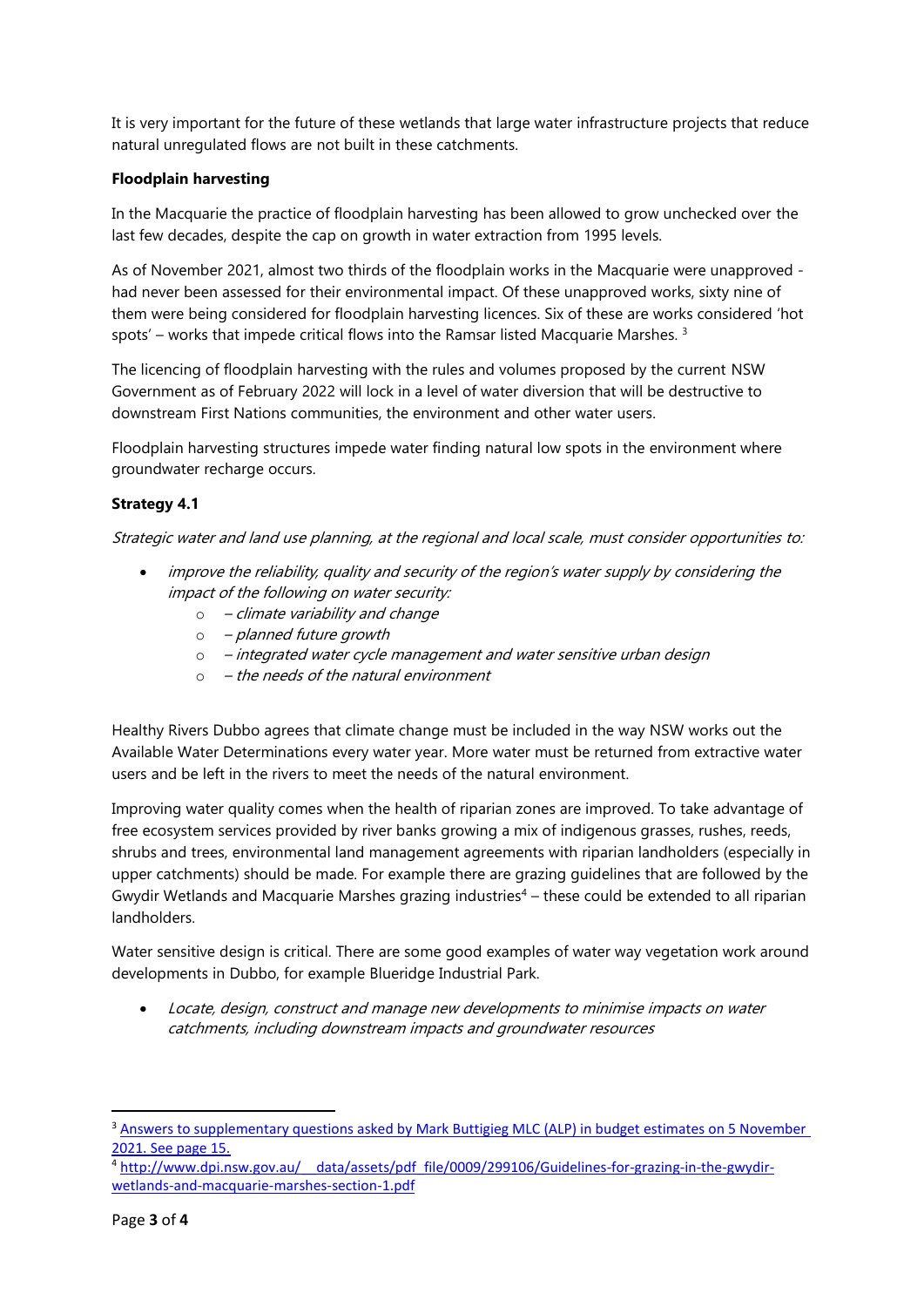It is very important for the future of these wetlands that large water infrastructure projects that reduce natural unregulated flows are not built in these catchments.

**Floodplain harvesting**

In the Macquarie the practice of floodplain harvesting has been allowed to grow unchecked over the last few decades, despite the cap on growth in water extraction from 1995 levels.

As of November 2021, almost two thirds of the floodplain works in the Macquarie were unapproved - had never been assessed for their environmental impact. Of these unapproved works, sixty nine of them were being considered for floodplain harvesting licences. Six of these are works considered 'hot spots' – works that impede critical flows into the Ramsar listed Macquarie Marshes. [3]

The licencing of floodplain harvesting with the rules and volumes proposed by the current NSW Government as of February 2022 will lock in a level of water diversion that will be destructive to downstream First Nations communities, the environment and other water users.

Floodplain harvesting structures impede water finding natural low spots in the environment where groundwater recharge occurs.

**Strategy 4.1**

*Strategic water and land use planning, at the regional and local scale, must consider opportunities to:*

- *improve the reliability, quality and security of the region's water supply by considering the impact of the following on water security:*
  - *– climate variability and change*
  - *– planned future growth*
  - *– integrated water cycle management and water sensitive urban design*
  - *– the needs of the natural environment*

Healthy Rivers Dubbo agrees that climate change must be included in the way NSW works out the Available Water Determinations every water year. More water must be returned from extractive water users and be left in the rivers to meet the needs of the natural environment.

Improving water quality comes when the health of riparian zones are improved. To take advantage of free ecosystem services provided by river banks growing a mix of indigenous grasses, rushes, reeds, shrubs and trees, environmental land management agreements with riparian landholders (especially in upper catchments) should be made. For example there are grazing guidelines that are followed by the Gwydir Wetlands and Macquarie Marshes grazing industries[4] – these could be extended to all riparian landholders.

Water sensitive design is critical. There are some good examples of water way vegetation work around developments in Dubbo, for example Blueridge Industrial Park.

- *Locate, design, construct and manage new developments to minimise impacts on water catchments, including downstream impacts and groundwater resources*

---

[3] Answers to supplementary questions asked by Mark Buttigieg MLC (ALP) in budget estimates on 5 November 2021. See page 15.

[4] http://www.dpi.nsw.gov.au/__data/assets/pdf_file/0009/299106/Guidelines-for-grazing-in-the-gwydir-wetlands-and-macquarie-marshes-section-1.pdf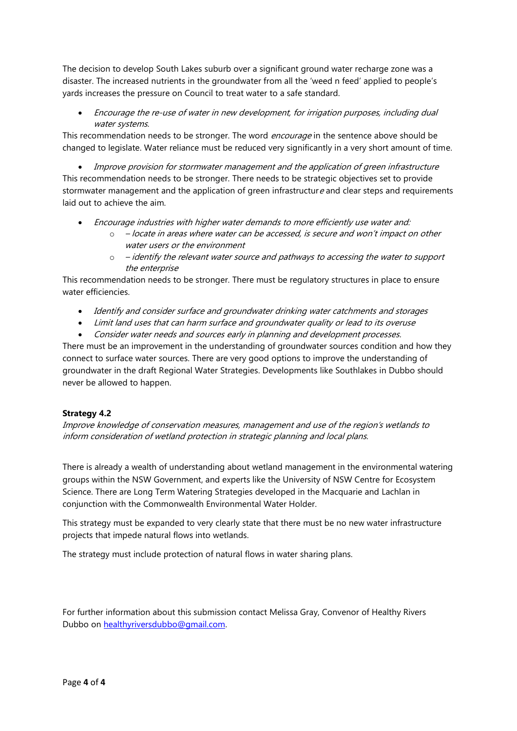The decision to develop South Lakes suburb over a significant ground water recharge zone was a disaster. The increased nutrients in the groundwater from all the 'weed n feed' applied to people's yards increases the pressure on Council to treat water to a safe standard.

- *Encourage the re-use of water in new development, for irrigation purposes, including dual water systems.*

This recommendation needs to be stronger. The word *encourage* in the sentence above should be changed to legislate. Water reliance must be reduced very significantly in a very short amount of time.

- *Improve provision for stormwater management and the application of green infrastructure*

This recommendation needs to be stronger. There needs to be strategic objectives set to provide stormwater management and the application of green infrastructure and clear steps and requirements laid out to achieve the aim.

- *Encourage industries with higher water demands to more efficiently use water and:*
  - *– locate in areas where water can be accessed, is secure and won't impact on other water users or the environment*
  - *– identify the relevant water source and pathways to accessing the water to support the enterprise*

This recommendation needs to be stronger. There must be regulatory structures in place to ensure water efficiencies.

- *Identify and consider surface and groundwater drinking water catchments and storages*
- *Limit land uses that can harm surface and groundwater quality or lead to its overuse*
- *Consider water needs and sources early in planning and development processes.*

There must be an improvement in the understanding of groundwater sources condition and how they connect to surface water sources. There are very good options to improve the understanding of groundwater in the draft Regional Water Strategies. Developments like Southlakes in Dubbo should never be allowed to happen.

**Strategy 4.2**

*Improve knowledge of conservation measures, management and use of the region's wetlands to inform consideration of wetland protection in strategic planning and local plans.*

There is already a wealth of understanding about wetland management in the environmental watering groups within the NSW Government, and experts like the University of NSW Centre for Ecosystem Science. There are Long Term Watering Strategies developed in the Macquarie and Lachlan in conjunction with the Commonwealth Environmental Water Holder.

This strategy must be expanded to very clearly state that there must be no new water infrastructure projects that impede natural flows into wetlands.

The strategy must include protection of natural flows in water sharing plans.

For further information about this submission contact Melissa Gray, Convenor of Healthy Rivers Dubbo on healthyriversdubbo@gmail.com.